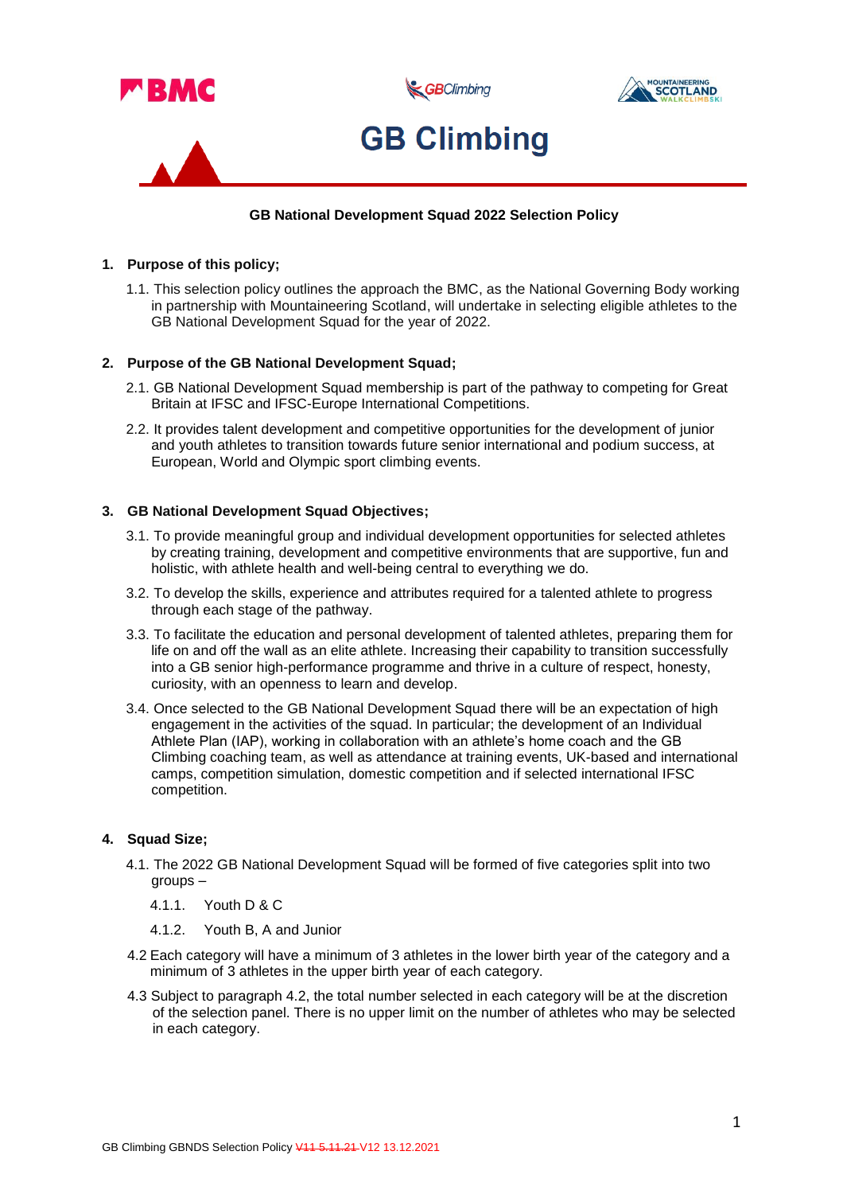# GB Climbing

**GB National Development Squad 2022 Selection Policy**

## 1. Purpose of this policy;

1.1. This selection policy outlines the approach the BMC, as the National Governing Body working in partnership with Mountaineering Scotland, will undertake in selecting eligible athletes to the GB National Development Squad for the year of 2022.

## 2. Purpose of the GB National Development Squad;

2.1. GB National Development Squad membership is part of the pathway to competing for Great Britain at IFSC and IFSC-Europe International Competitions.

2.2. It provides talent development and competitive opportunities for the development of junior and youth athletes to transition towards future senior international and podium success, at European, World and Olympic sport climbing events.

## 3. GB National Development Squad Objectives;

3.1. To provide meaningful group and individual development opportunities for selected athletes by creating training, development and competitive environments that are supportive, fun and holistic, with athlete health and well-being central to everything we do.

3.2. To develop the skills, experience and attributes required for a talented athlete to progress through each stage of the pathway.

3.3. To facilitate the education and personal development of talented athletes, preparing them for life on and off the wall as an elite athlete. Increasing their capability to transition successfully into a GB senior high-performance programme and thrive in a culture of respect, honesty, curiosity, with an openness to learn and develop.

3.4. Once selected to the GB National Development Squad there will be an expectation of high engagement in the activities of the squad. In particular; the development of an Individual Athlete Plan (IAP), working in collaboration with an athlete's home coach and the GB Climbing coaching team, as well as attendance at training events, UK-based and international camps, competition simulation, domestic competition and if selected international IFSC competition.

## 4. Squad Size;

4.1. The 2022 GB National Development Squad will be formed of five categories split into two groups –

4.1.1. Youth D & C

4.1.2. Youth B, A and Junior

4.2 Each category will have a minimum of 3 athletes in the lower birth year of the category and a minimum of 3 athletes in the upper birth year of each category.

4.3 Subject to paragraph 4.2, the total number selected in each category will be at the discretion of the selection panel. There is no upper limit on the number of athletes who may be selected in each category.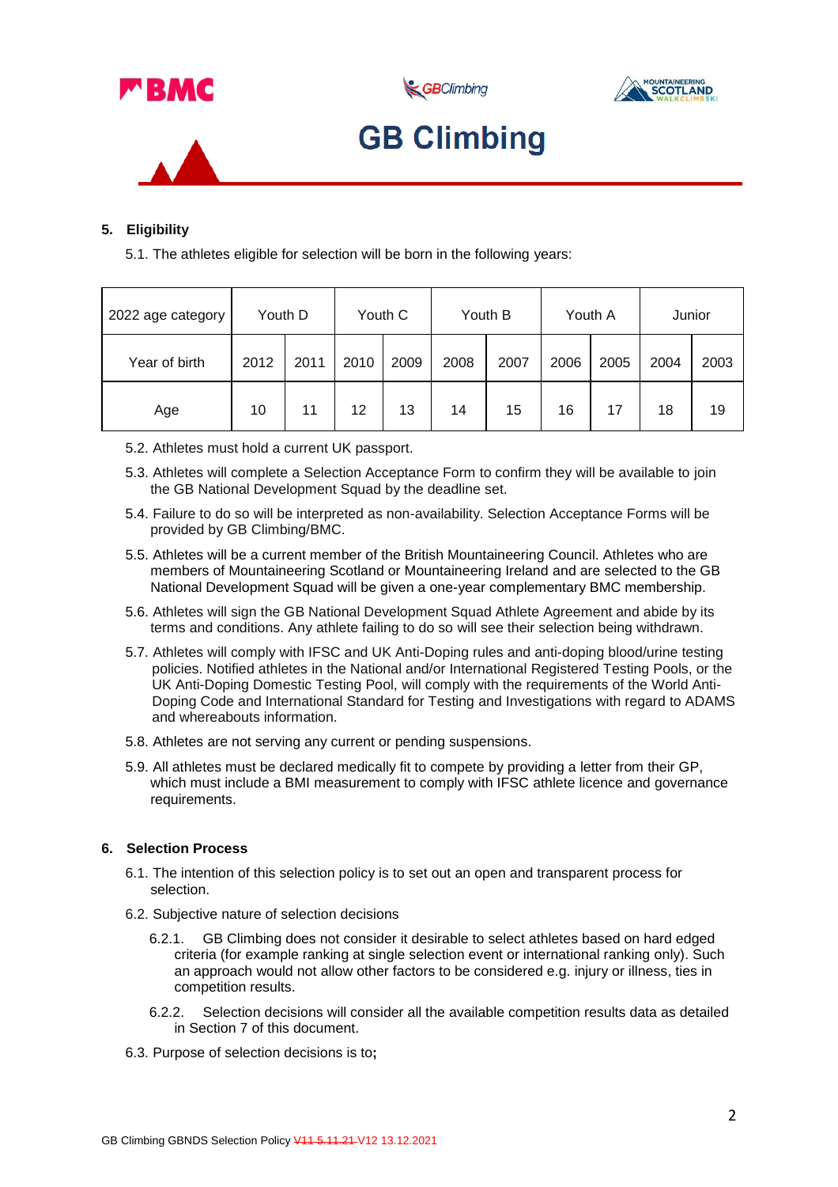## 5. Eligibility

5.1. The athletes eligible for selection will be born in the following years:

| 2022 age category | Youth D | | Youth C | | Youth B | | Youth A | | Junior | |
|---|---|---|---|---|---|---|---|---|---|---|
| Year of birth | 2012 | 2011 | 2010 | 2009 | 2008 | 2007 | 2006 | 2005 | 2004 | 2003 |
| Age | 10 | 11 | 12 | 13 | 14 | 15 | 16 | 17 | 18 | 19 |

5.2. Athletes must hold a current UK passport.

5.3. Athletes will complete a Selection Acceptance Form to confirm they will be available to join the GB National Development Squad by the deadline set.

5.4. Failure to do so will be interpreted as non-availability. Selection Acceptance Forms will be provided by GB Climbing/BMC.

5.5. Athletes will be a current member of the British Mountaineering Council. Athletes who are members of Mountaineering Scotland or Mountaineering Ireland and are selected to the GB National Development Squad will be given a one-year complementary BMC membership.

5.6. Athletes will sign the GB National Development Squad Athlete Agreement and abide by its terms and conditions. Any athlete failing to do so will see their selection being withdrawn.

5.7. Athletes will comply with IFSC and UK Anti-Doping rules and anti-doping blood/urine testing policies. Notified athletes in the National and/or International Registered Testing Pools, or the UK Anti-Doping Domestic Testing Pool, will comply with the requirements of the World Anti-Doping Code and International Standard for Testing and Investigations with regard to ADAMS and whereabouts information.

5.8. Athletes are not serving any current or pending suspensions.

5.9. All athletes must be declared medically fit to compete by providing a letter from their GP, which must include a BMI measurement to comply with IFSC athlete licence and governance requirements.

## 6. Selection Process

6.1. The intention of this selection policy is to set out an open and transparent process for selection.

6.2. Subjective nature of selection decisions

6.2.1. GB Climbing does not consider it desirable to select athletes based on hard edged criteria (for example ranking at single selection event or international ranking only). Such an approach would not allow other factors to be considered e.g. injury or illness, ties in competition results.

6.2.2. Selection decisions will consider all the available competition results data as detailed in Section 7 of this document.

6.3. Purpose of selection decisions is to**;**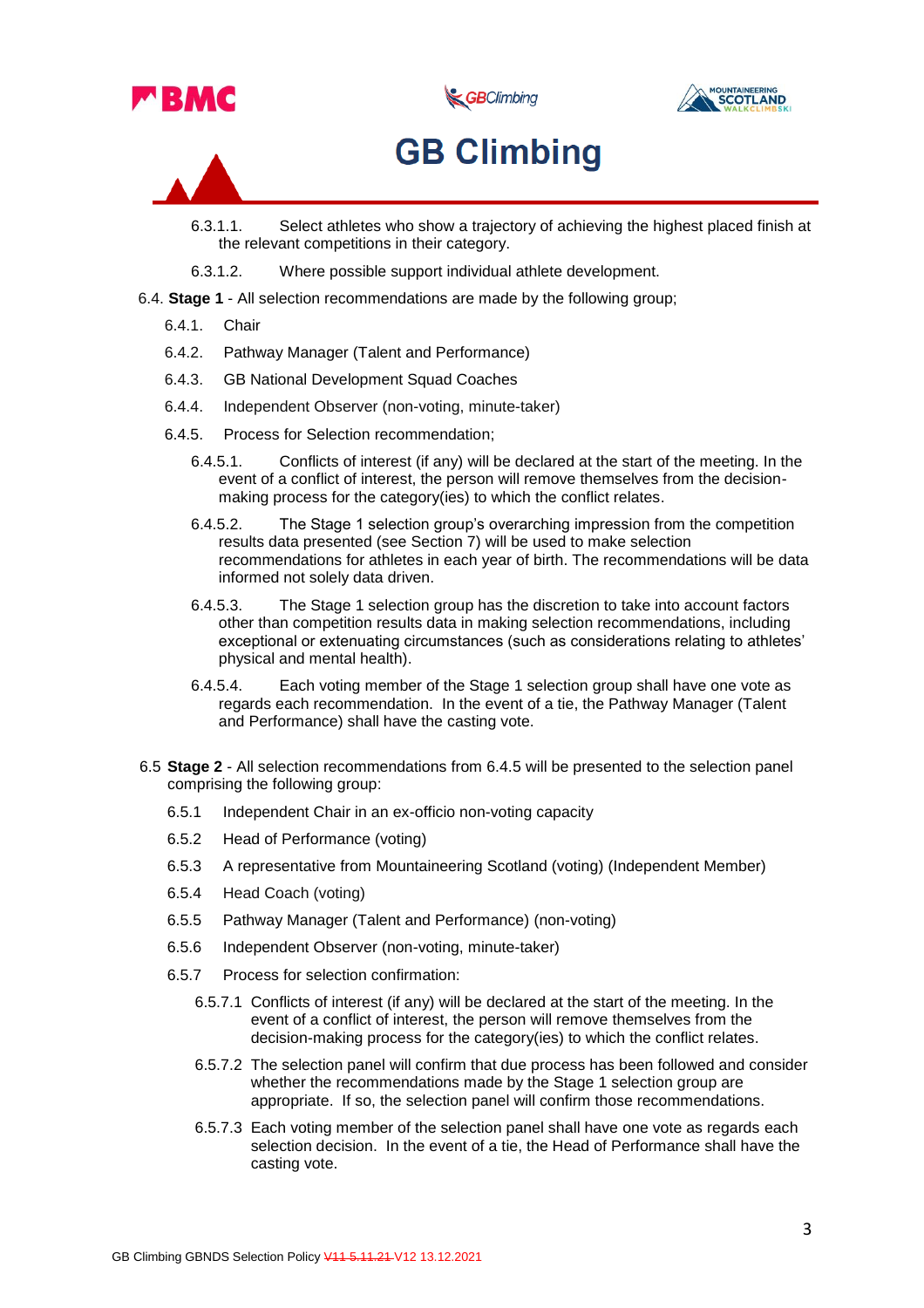6.3.1.1. Select athletes who show a trajectory of achieving the highest placed finish at the relevant competitions in their category.

6.3.1.2. Where possible support individual athlete development.

6.4. **Stage 1** - All selection recommendations are made by the following group;

6.4.1. Chair

6.4.2. Pathway Manager (Talent and Performance)

6.4.3. GB National Development Squad Coaches

6.4.4. Independent Observer (non-voting, minute-taker)

6.4.5. Process for Selection recommendation;

6.4.5.1. Conflicts of interest (if any) will be declared at the start of the meeting. In the event of a conflict of interest, the person will remove themselves from the decision-making process for the category(ies) to which the conflict relates.

6.4.5.2. The Stage 1 selection group's overarching impression from the competition results data presented (see Section 7) will be used to make selection recommendations for athletes in each year of birth. The recommendations will be data informed not solely data driven.

6.4.5.3. The Stage 1 selection group has the discretion to take into account factors other than competition results data in making selection recommendations, including exceptional or extenuating circumstances (such as considerations relating to athletes' physical and mental health).

6.4.5.4. Each voting member of the Stage 1 selection group shall have one vote as regards each recommendation. In the event of a tie, the Pathway Manager (Talent and Performance) shall have the casting vote.

6.5 **Stage 2** - All selection recommendations from 6.4.5 will be presented to the selection panel comprising the following group:

6.5.1 Independent Chair in an ex-officio non-voting capacity

6.5.2 Head of Performance (voting)

6.5.3 A representative from Mountaineering Scotland (voting) (Independent Member)

6.5.4 Head Coach (voting)

6.5.5 Pathway Manager (Talent and Performance) (non-voting)

6.5.6 Independent Observer (non-voting, minute-taker)

6.5.7 Process for selection confirmation:

6.5.7.1 Conflicts of interest (if any) will be declared at the start of the meeting. In the event of a conflict of interest, the person will remove themselves from the decision-making process for the category(ies) to which the conflict relates.

6.5.7.2 The selection panel will confirm that due process has been followed and consider whether the recommendations made by the Stage 1 selection group are appropriate. If so, the selection panel will confirm those recommendations.

6.5.7.3 Each voting member of the selection panel shall have one vote as regards each selection decision. In the event of a tie, the Head of Performance shall have the casting vote.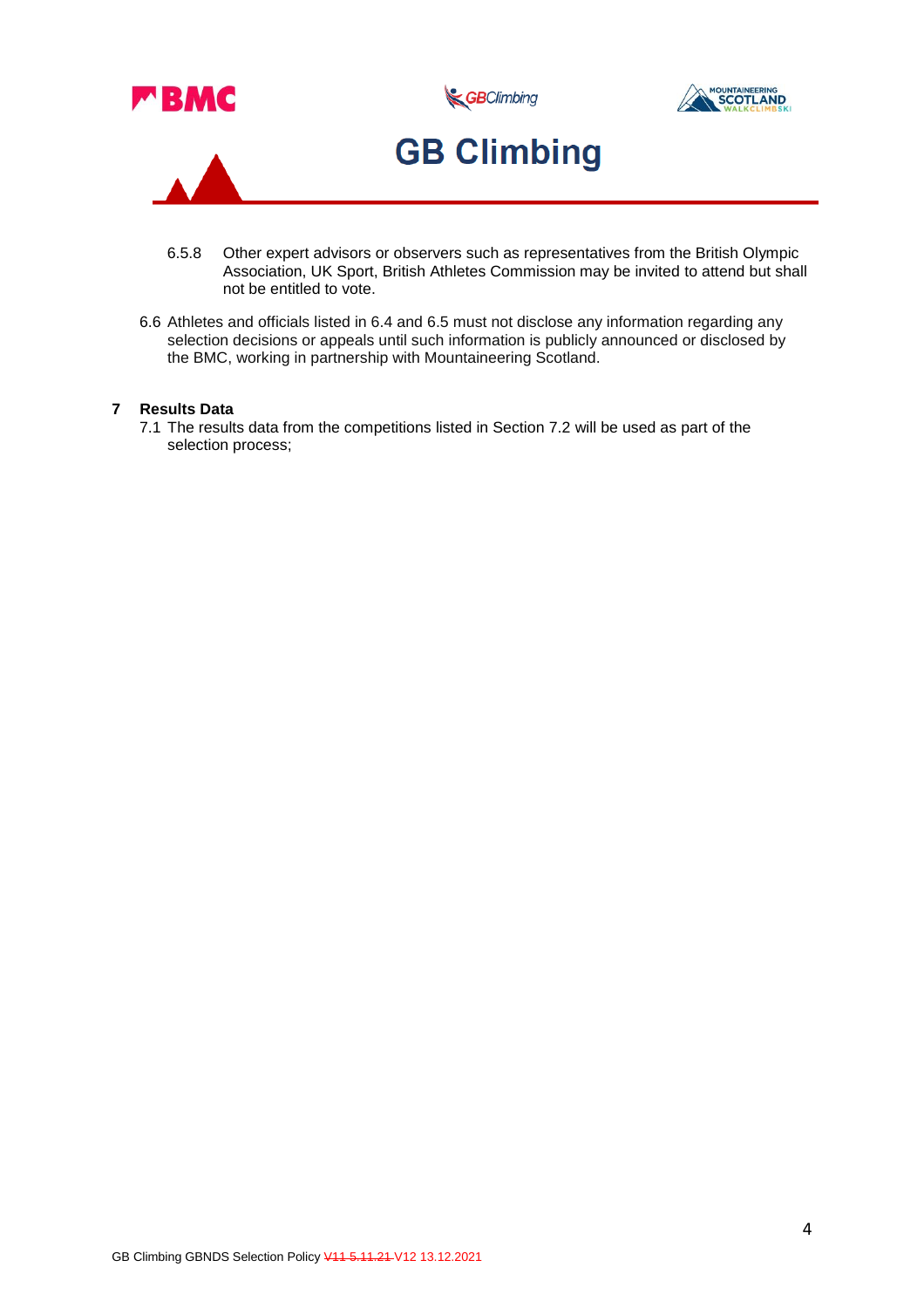6.5.8 Other expert advisors or observers such as representatives from the British Olympic Association, UK Sport, British Athletes Commission may be invited to attend but shall not be entitled to vote.

6.6 Athletes and officials listed in 6.4 and 6.5 must not disclose any information regarding any selection decisions or appeals until such information is publicly announced or disclosed by the BMC, working in partnership with Mountaineering Scotland.

## 7 Results Data

7.1 The results data from the competitions listed in Section 7.2 will be used as part of the selection process;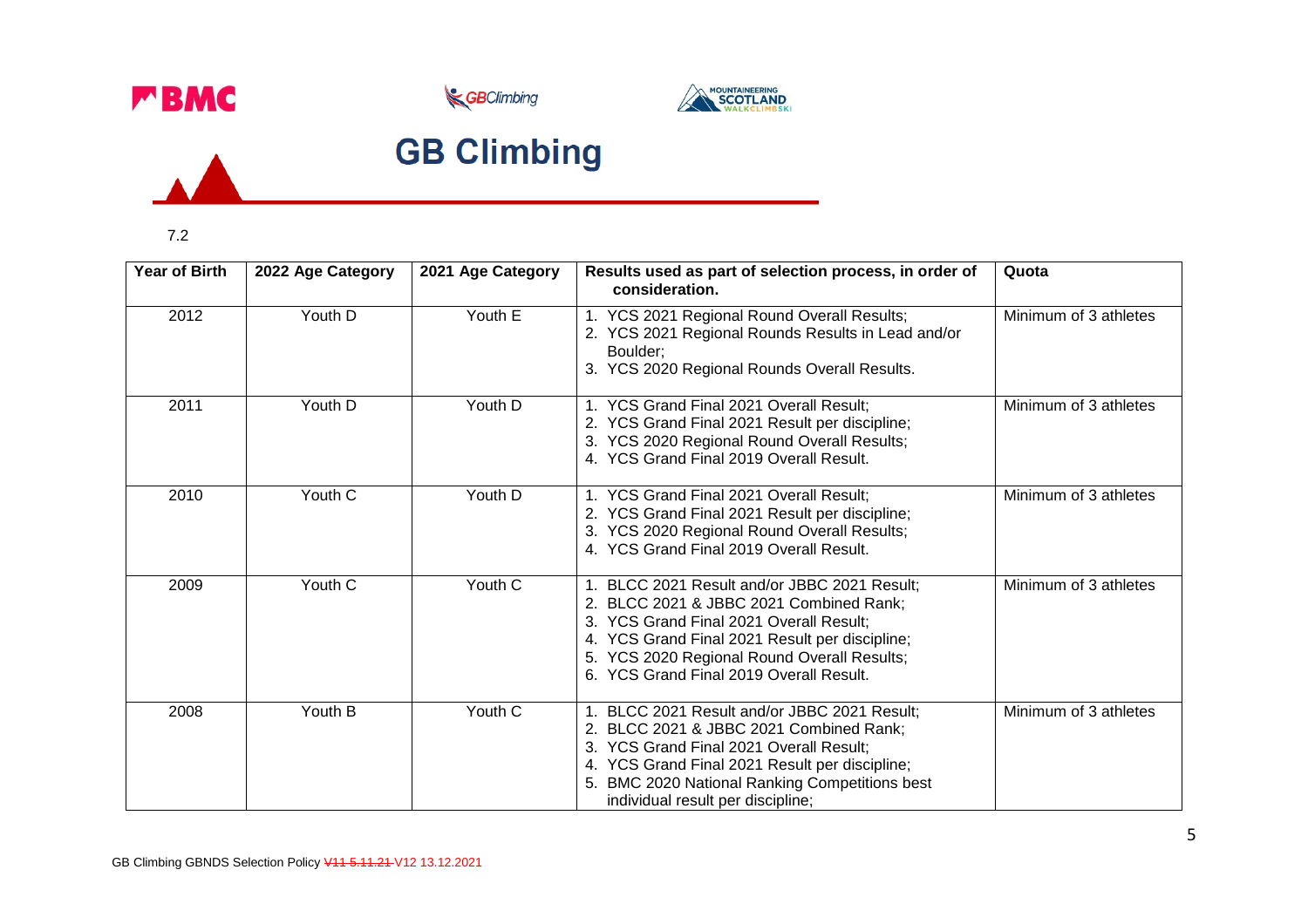# GB Climbing

7.2

| Year of Birth | 2022 Age Category | 2021 Age Category | Results used as part of selection process, in order of consideration. | Quota |
|---|---|---|---|---|
| 2012 | Youth D | Youth E | 1. YCS 2021 Regional Round Overall Results; 2. YCS 2021 Regional Rounds Results in Lead and/or Boulder; 3. YCS 2020 Regional Rounds Overall Results. | Minimum of 3 athletes |
| 2011 | Youth D | Youth D | 1. YCS Grand Final 2021 Overall Result; 2. YCS Grand Final 2021 Result per discipline; 3. YCS 2020 Regional Round Overall Results; 4. YCS Grand Final 2019 Overall Result. | Minimum of 3 athletes |
| 2010 | Youth C | Youth D | 1. YCS Grand Final 2021 Overall Result; 2. YCS Grand Final 2021 Result per discipline; 3. YCS 2020 Regional Round Overall Results; 4. YCS Grand Final 2019 Overall Result. | Minimum of 3 athletes |
| 2009 | Youth C | Youth C | 1. BLCC 2021 Result and/or JBBC 2021 Result; 2. BLCC 2021 & JBBC 2021 Combined Rank; 3. YCS Grand Final 2021 Overall Result; 4. YCS Grand Final 2021 Result per discipline; 5. YCS 2020 Regional Round Overall Results; 6. YCS Grand Final 2019 Overall Result. | Minimum of 3 athletes |
| 2008 | Youth B | Youth C | 1. BLCC 2021 Result and/or JBBC 2021 Result; 2. BLCC 2021 & JBBC 2021 Combined Rank; 3. YCS Grand Final 2021 Overall Result; 4. YCS Grand Final 2021 Result per discipline; 5. BMC 2020 National Ranking Competitions best individual result per discipline; | Minimum of 3 athletes |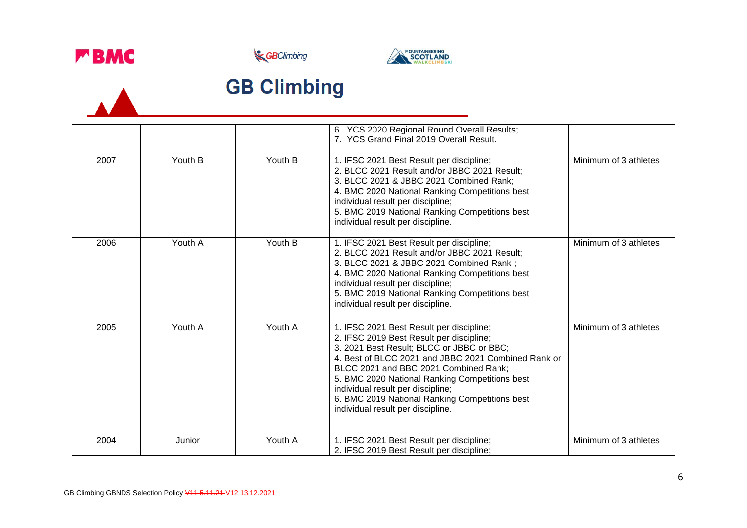# GB Climbing

| | | | | |
|---|---|---|---|---|
| | | | 6. YCS 2020 Regional Round Overall Results;<br>7. YCS Grand Final 2019 Overall Result. | |
| 2007 | Youth B | Youth B | 1. IFSC 2021 Best Result per discipline;<br>2. BLCC 2021 Result and/or JBBC 2021 Result;<br>3. BLCC 2021 & JBBC 2021 Combined Rank;<br>4. BMC 2020 National Ranking Competitions best individual result per discipline;<br>5. BMC 2019 National Ranking Competitions best individual result per discipline. | Minimum of 3 athletes |
| 2006 | Youth A | Youth B | 1. IFSC 2021 Best Result per discipline;<br>2. BLCC 2021 Result and/or JBBC 2021 Result;<br>3. BLCC 2021 & JBBC 2021 Combined Rank ;<br>4. BMC 2020 National Ranking Competitions best individual result per discipline;<br>5. BMC 2019 National Ranking Competitions best individual result per discipline. | Minimum of 3 athletes |
| 2005 | Youth A | Youth A | 1. IFSC 2021 Best Result per discipline;<br>2. IFSC 2019 Best Result per discipline;<br>3. 2021 Best Result; BLCC or JBBC or BBC;<br>4. Best of BLCC 2021 and JBBC 2021 Combined Rank or BLCC 2021 and BBC 2021 Combined Rank;<br>5. BMC 2020 National Ranking Competitions best individual result per discipline;<br>6. BMC 2019 National Ranking Competitions best individual result per discipline. | Minimum of 3 athletes |
| 2004 | Junior | Youth A | 1. IFSC 2021 Best Result per discipline;<br>2. IFSC 2019 Best Result per discipline; | Minimum of 3 athletes |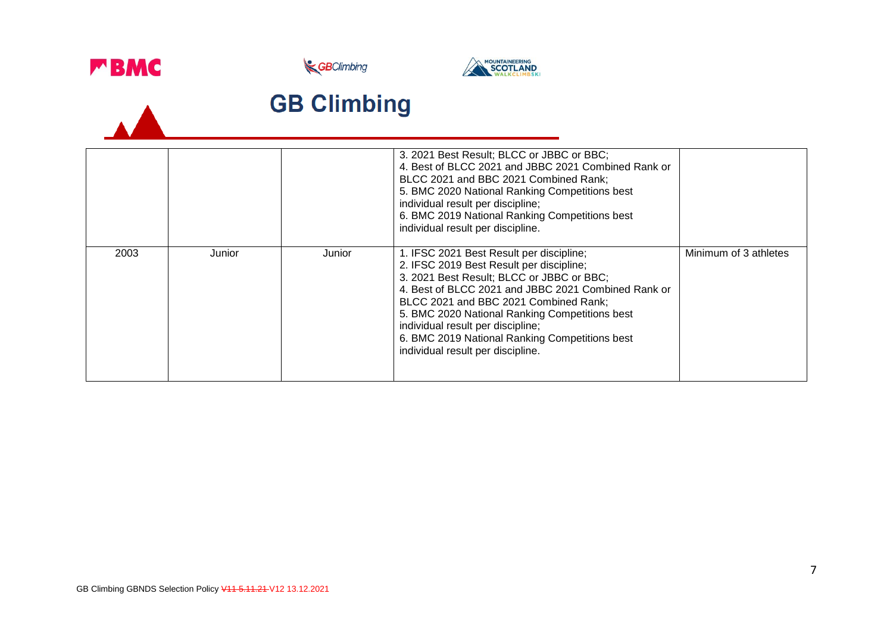| | | | 3. 2021 Best Result; BLCC or JBBC or BBC;<br>4. Best of BLCC 2021 and JBBC 2021 Combined Rank or BLCC 2021 and BBC 2021 Combined Rank;<br>5. BMC 2020 National Ranking Competitions best individual result per discipline;<br>6. BMC 2019 National Ranking Competitions best individual result per discipline. | |
|---|---|---|---|---|
| 2003 | Junior | Junior | 1. IFSC 2021 Best Result per discipline;<br>2. IFSC 2019 Best Result per discipline;<br>3. 2021 Best Result; BLCC or JBBC or BBC;<br>4. Best of BLCC 2021 and JBBC 2021 Combined Rank or BLCC 2021 and BBC 2021 Combined Rank;<br>5. BMC 2020 National Ranking Competitions best individual result per discipline;<br>6. BMC 2019 National Ranking Competitions best individual result per discipline. | Minimum of 3 athletes |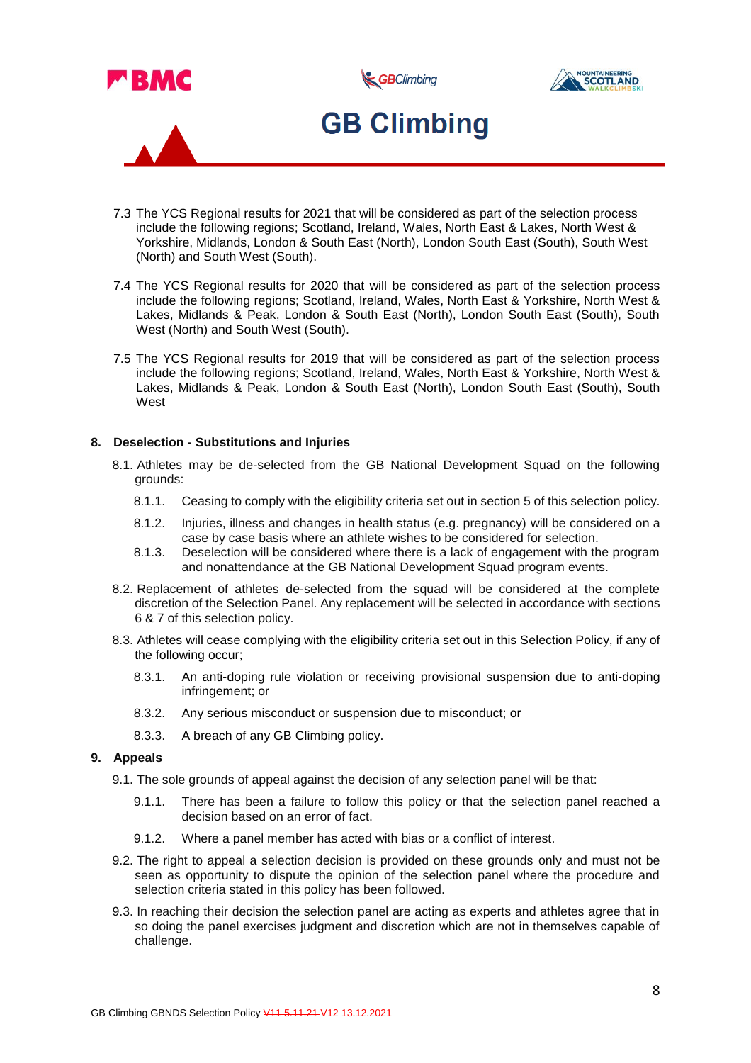7.3 The YCS Regional results for 2021 that will be considered as part of the selection process include the following regions; Scotland, Ireland, Wales, North East & Lakes, North West & Yorkshire, Midlands, London & South East (North), London South East (South), South West (North) and South West (South).

7.4 The YCS Regional results for 2020 that will be considered as part of the selection process include the following regions; Scotland, Ireland, Wales, North East & Yorkshire, North West & Lakes, Midlands & Peak, London & South East (North), London South East (South), South West (North) and South West (South).

7.5 The YCS Regional results for 2019 that will be considered as part of the selection process include the following regions; Scotland, Ireland, Wales, North East & Yorkshire, North West & Lakes, Midlands & Peak, London & South East (North), London South East (South), South West

## 8. Deselection - Substitutions and Injuries

8.1. Athletes may be de-selected from the GB National Development Squad on the following grounds:

8.1.1. Ceasing to comply with the eligibility criteria set out in section 5 of this selection policy.

8.1.2. Injuries, illness and changes in health status (e.g. pregnancy) will be considered on a case by case basis where an athlete wishes to be considered for selection.

8.1.3. Deselection will be considered where there is a lack of engagement with the program and nonattendance at the GB National Development Squad program events.

8.2. Replacement of athletes de-selected from the squad will be considered at the complete discretion of the Selection Panel. Any replacement will be selected in accordance with sections 6 & 7 of this selection policy.

8.3. Athletes will cease complying with the eligibility criteria set out in this Selection Policy, if any of the following occur;

8.3.1. An anti-doping rule violation or receiving provisional suspension due to anti-doping infringement; or

8.3.2. Any serious misconduct or suspension due to misconduct; or

8.3.3. A breach of any GB Climbing policy.

## 9. Appeals

9.1. The sole grounds of appeal against the decision of any selection panel will be that:

9.1.1. There has been a failure to follow this policy or that the selection panel reached a decision based on an error of fact.

9.1.2. Where a panel member has acted with bias or a conflict of interest.

9.2. The right to appeal a selection decision is provided on these grounds only and must not be seen as opportunity to dispute the opinion of the selection panel where the procedure and selection criteria stated in this policy has been followed.

9.3. In reaching their decision the selection panel are acting as experts and athletes agree that in so doing the panel exercises judgment and discretion which are not in themselves capable of challenge.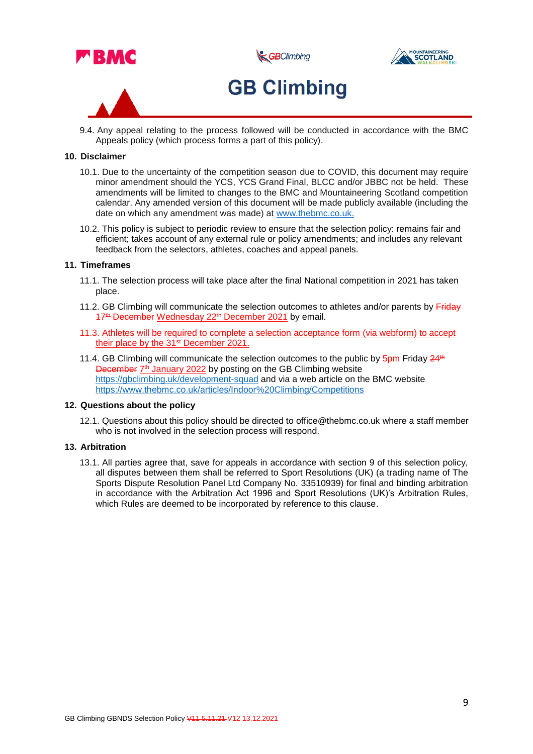9.4. Any appeal relating to the process followed will be conducted in accordance with the BMC Appeals policy (which process forms a part of this policy).

## 10. Disclaimer

10.1. Due to the uncertainty of the competition season due to COVID, this document may require minor amendment should the YCS, YCS Grand Final, BLCC and/or JBBC not be held. These amendments will be limited to changes to the BMC and Mountaineering Scotland competition calendar. Any amended version of this document will be made publicly available (including the date on which any amendment was made) at www.thebmc.co.uk.

10.2. This policy is subject to periodic review to ensure that the selection policy: remains fair and efficient; takes account of any external rule or policy amendments; and includes any relevant feedback from the selectors, athletes, coaches and appeal panels.

## 11. Timeframes

11.1. The selection process will take place after the final National competition in 2021 has taken place.

11.2. GB Climbing will communicate the selection outcomes to athletes and/or parents by ~~Friday 17th December~~ Wednesday 22nd December 2021 by email.

11.3. Athletes will be required to complete a selection acceptance form (via webform) to accept their place by the 31st December 2021.

11.4. GB Climbing will communicate the selection outcomes to the public by 5pm Friday ~~24th December~~ 7th January 2022 by posting on the GB Climbing website https://gbclimbing.uk/development-squad and via a web article on the BMC website https://www.thebmc.co.uk/articles/Indoor%20Climbing/Competitions

## 12. Questions about the policy

12.1. Questions about this policy should be directed to office@thebmc.co.uk where a staff member who is not involved in the selection process will respond.

## 13. Arbitration

13.1. All parties agree that, save for appeals in accordance with section 9 of this selection policy, all disputes between them shall be referred to Sport Resolutions (UK) (a trading name of The Sports Dispute Resolution Panel Ltd Company No. 33510939) for final and binding arbitration in accordance with the Arbitration Act 1996 and Sport Resolutions (UK)'s Arbitration Rules, which Rules are deemed to be incorporated by reference to this clause.